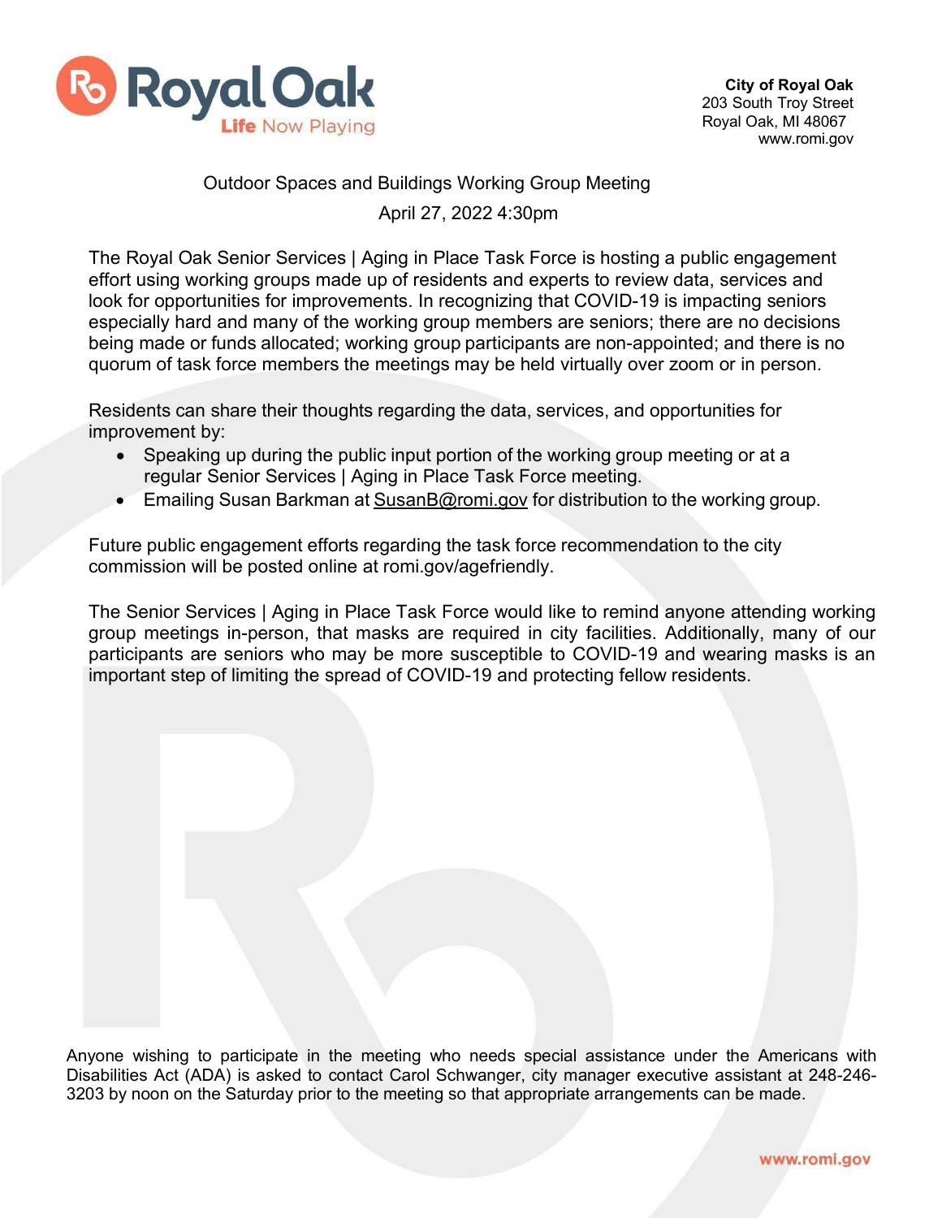**City of Royal Oak**
203 South Troy Street
Royal Oak, MI 48067
www.romi.gov

# Outdoor Spaces and Buildings Working Group Meeting

April 27, 2022 4:30pm

The Royal Oak Senior Services | Aging in Place Task Force is hosting a public engagement effort using working groups made up of residents and experts to review data, services and look for opportunities for improvements. In recognizing that COVID-19 is impacting seniors especially hard and many of the working group members are seniors; there are no decisions being made or funds allocated; working group participants are non-appointed; and there is no quorum of task force members the meetings may be held virtually over zoom or in person.

Residents can share their thoughts regarding the data, services, and opportunities for improvement by:

- Speaking up during the public input portion of the working group meeting or at a regular Senior Services | Aging in Place Task Force meeting.
- Emailing Susan Barkman at SusanB@romi.gov for distribution to the working group.

Future public engagement efforts regarding the task force recommendation to the city commission will be posted online at romi.gov/agefriendly.

The Senior Services | Aging in Place Task Force would like to remind anyone attending working group meetings in-person, that masks are required in city facilities. Additionally, many of our participants are seniors who may be more susceptible to COVID-19 and wearing masks is an important step of limiting the spread of COVID-19 and protecting fellow residents.

Anyone wishing to participate in the meeting who needs special assistance under the Americans with Disabilities Act (ADA) is asked to contact Carol Schwanger, city manager executive assistant at 248-246-3203 by noon on the Saturday prior to the meeting so that appropriate arrangements can be made.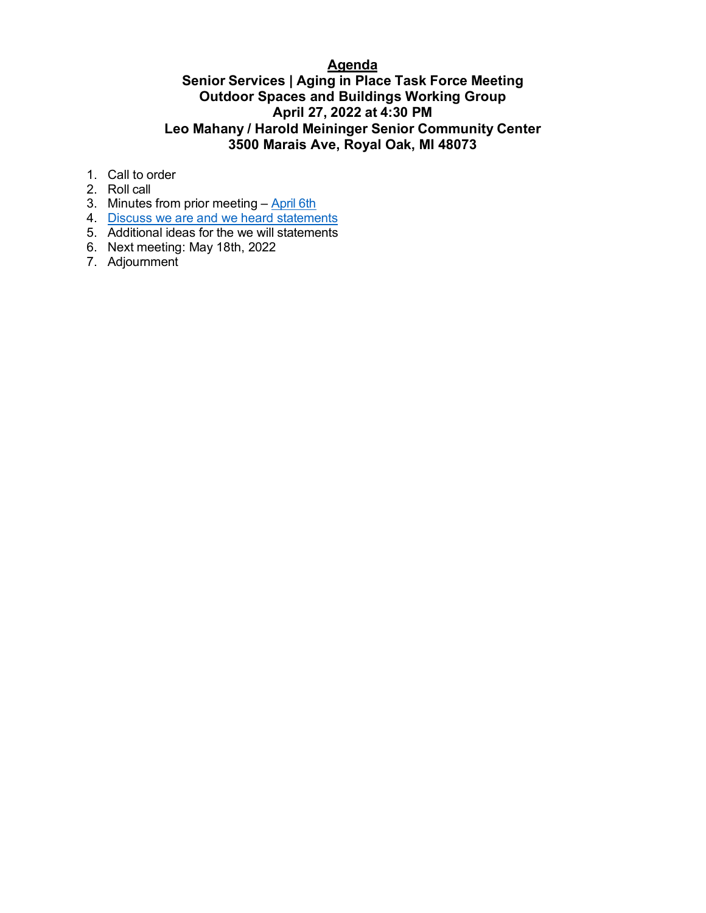# Agenda

## Senior Services | Aging in Place Task Force Meeting
## Outdoor Spaces and Buildings Working Group
## April 27, 2022 at 4:30 PM
## Leo Mahany / Harold Meininger Senior Community Center
## 3500 Marais Ave, Royal Oak, MI 48073

1. Call to order
2. Roll call
3. Minutes from prior meeting – April 6th
4. Discuss we are and we heard statements
5. Additional ideas for the we will statements
6. Next meeting: May 18th, 2022
7. Adjournment